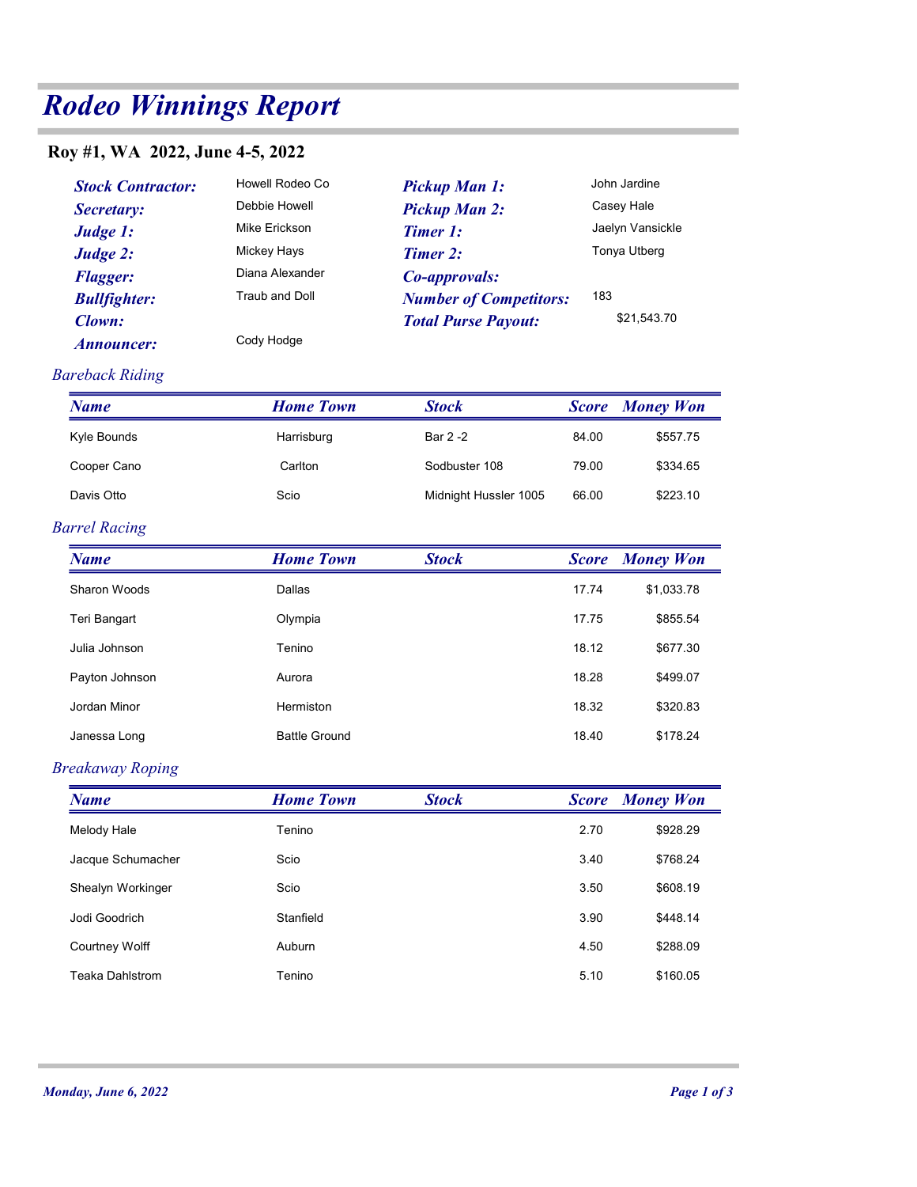# Rodeo Winnings Report

## Roy #1, WA 2022, June 4-5, 2022

| | | | |
|---|---|---|---|
| ***Stock Contractor:*** | Howell Rodeo Co | ***Pickup Man 1:*** | John Jardine |
| ***Secretary:*** | Debbie Howell | ***Pickup Man 2:*** | Casey Hale |
| ***Judge 1:*** | Mike Erickson | ***Timer 1:*** | Jaelyn Vansickle |
| ***Judge 2:*** | Mickey Hays | ***Timer 2:*** | Tonya Utberg |
| ***Flagger:*** | Diana Alexander | ***Co-approvals:*** | |
| ***Bullfighter:*** | Traub and Doll | ***Number of Competitors:*** | 183 |
| ***Clown:*** | | ***Total Purse Payout:*** | $21,543.70 |
| ***Announcer:*** | Cody Hodge | | |

### Bareback Riding

| Name | Home Town | Stock | Score | Money Won |
|---|---|---|---|---|
| Kyle Bounds | Harrisburg | Bar 2 -2 | 84.00 | $557.75 |
| Cooper Cano | Carlton | Sodbuster 108 | 79.00 | $334.65 |
| Davis Otto | Scio | Midnight Hussler 1005 | 66.00 | $223.10 |

### Barrel Racing

| Name | Home Town | Stock | Score | Money Won |
|---|---|---|---|---|
| Sharon Woods | Dallas | | 17.74 | $1,033.78 |
| Teri Bangart | Olympia | | 17.75 | $855.54 |
| Julia Johnson | Tenino | | 18.12 | $677.30 |
| Payton Johnson | Aurora | | 18.28 | $499.07 |
| Jordan Minor | Hermiston | | 18.32 | $320.83 |
| Janessa Long | Battle Ground | | 18.40 | $178.24 |

### Breakaway Roping

| Name | Home Town | Stock | Score | Money Won |
|---|---|---|---|---|
| Melody Hale | Tenino | | 2.70 | $928.29 |
| Jacque Schumacher | Scio | | 3.40 | $768.24 |
| Shealyn Workinger | Scio | | 3.50 | $608.19 |
| Jodi Goodrich | Stanfield | | 3.90 | $448.14 |
| Courtney Wolff | Auburn | | 4.50 | $288.09 |
| Teaka Dahlstrom | Tenino | | 5.10 | $160.05 |

*Monday, June 6, 2022*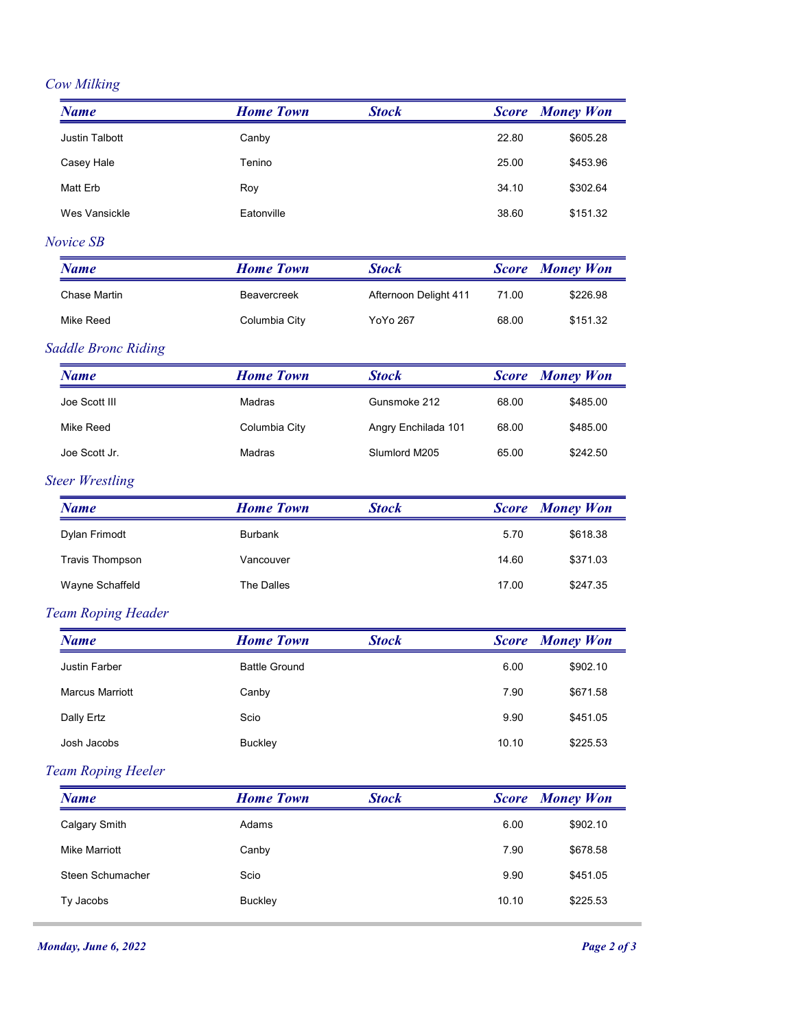## Cow Milking

| Name | Home Town | Stock | Score | Money Won |
|---|---|---|---|---|
| Justin Talbott | Canby | | 22.80 | $605.28 |
| Casey Hale | Tenino | | 25.00 | $453.96 |
| Matt Erb | Roy | | 34.10 | $302.64 |
| Wes Vansickle | Eatonville | | 38.60 | $151.32 |

## Novice SB

| Name | Home Town | Stock | Score | Money Won |
|---|---|---|---|---|
| Chase Martin | Beavercreek | Afternoon Delight 411 | 71.00 | $226.98 |
| Mike Reed | Columbia City | YoYo 267 | 68.00 | $151.32 |

## Saddle Bronc Riding

| Name | Home Town | Stock | Score | Money Won |
|---|---|---|---|---|
| Joe Scott III | Madras | Gunsmoke 212 | 68.00 | $485.00 |
| Mike Reed | Columbia City | Angry Enchilada 101 | 68.00 | $485.00 |
| Joe Scott Jr. | Madras | Slumlord M205 | 65.00 | $242.50 |

## Steer Wrestling

| Name | Home Town | Stock | Score | Money Won |
|---|---|---|---|---|
| Dylan Frimodt | Burbank | | 5.70 | $618.38 |
| Travis Thompson | Vancouver | | 14.60 | $371.03 |
| Wayne Schaffeld | The Dalles | | 17.00 | $247.35 |

## Team Roping Header

| Name | Home Town | Stock | Score | Money Won |
|---|---|---|---|---|
| Justin Farber | Battle Ground | | 6.00 | $902.10 |
| Marcus Marriott | Canby | | 7.90 | $671.58 |
| Dally Ertz | Scio | | 9.90 | $451.05 |
| Josh Jacobs | Buckley | | 10.10 | $225.53 |

## Team Roping Heeler

| Name | Home Town | Stock | Score | Money Won |
|---|---|---|---|---|
| Calgary Smith | Adams | | 6.00 | $902.10 |
| Mike Marriott | Canby | | 7.90 | $678.58 |
| Steen Schumacher | Scio | | 9.90 | $451.05 |
| Ty Jacobs | Buckley | | 10.10 | $225.53 |

*Monday, June 6, 2022*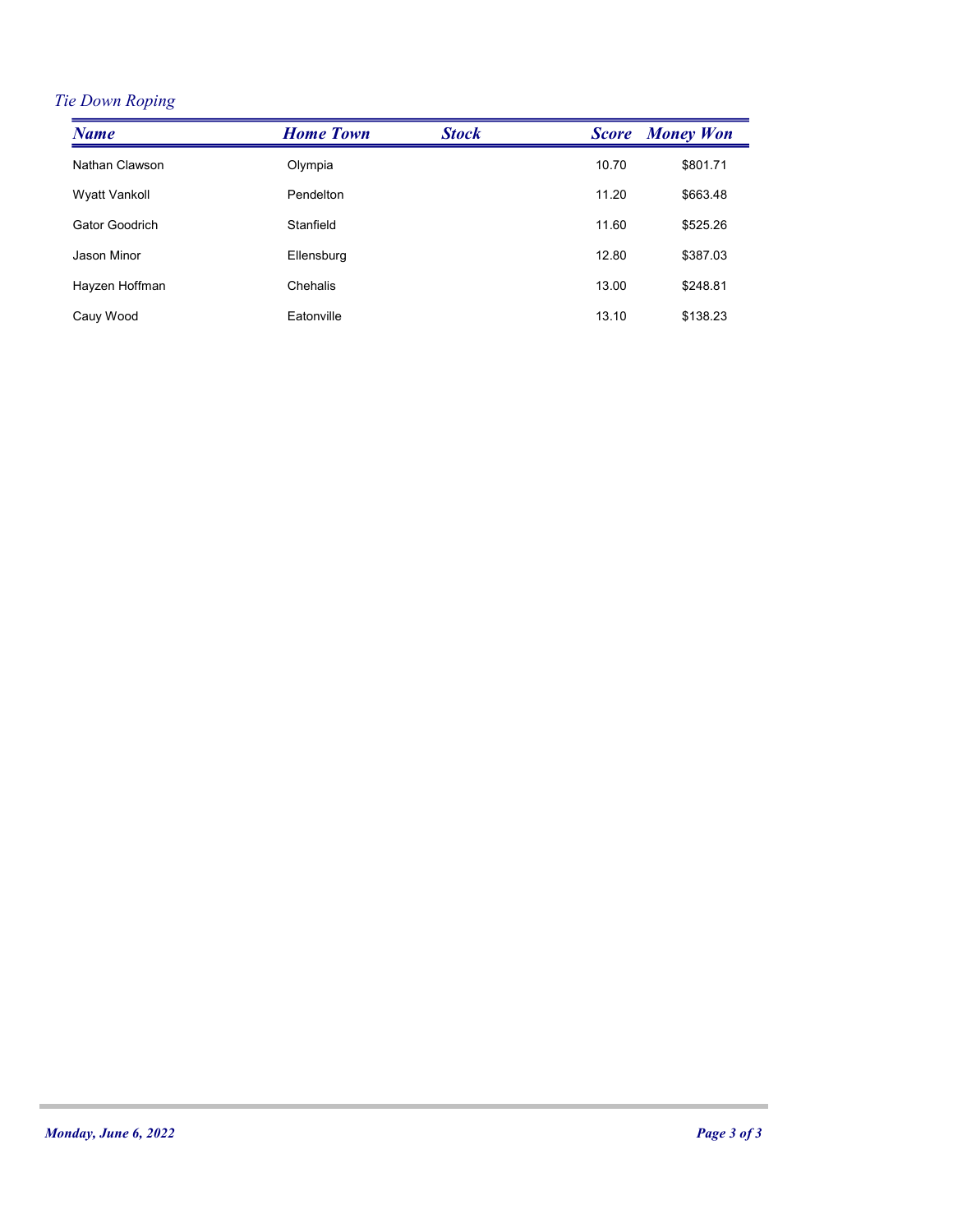*Tie Down Roping*

| Name | Home Town | Stock | Score | Money Won |
|---|---|---|---|---|
| Nathan Clawson | Olympia | | 10.70 | $801.71 |
| Wyatt Vankoll | Pendelton | | 11.20 | $663.48 |
| Gator Goodrich | Stanfield | | 11.60 | $525.26 |
| Jason Minor | Ellensburg | | 12.80 | $387.03 |
| Hayzen Hoffman | Chehalis | | 13.00 | $248.81 |
| Cauy Wood | Eatonville | | 13.10 | $138.23 |

*Monday, June 6, 2022*